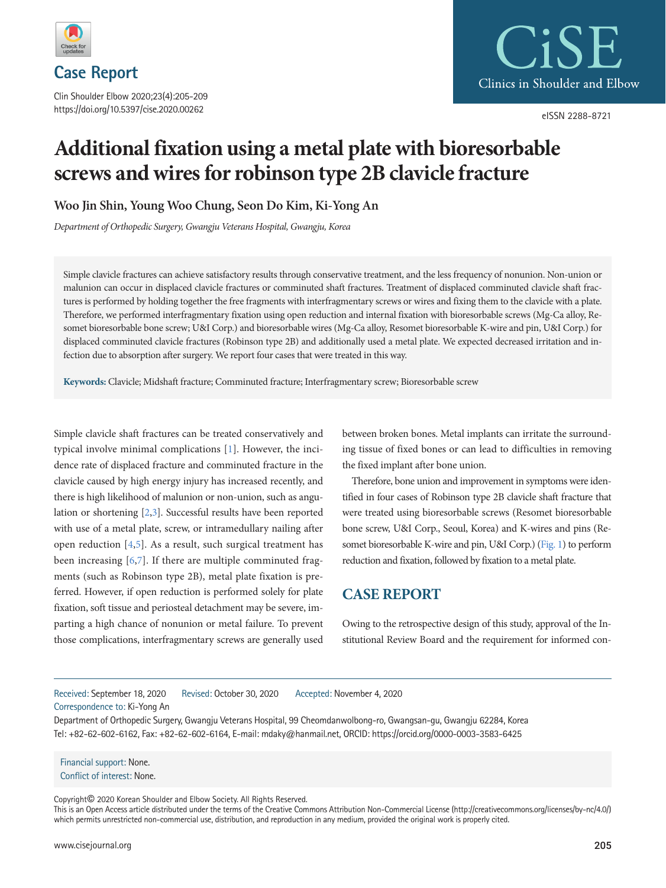# Case Report

# Additional fixation using a metal plate with bioresorbable screws and wires for robinson type 2B clavicle fracture

**Woo Jin Shin, Young Woo Chung, Seon Do Kim, Ki-Yong An**

*Department of Orthopedic Surgery, Gwangju Veterans Hospital, Gwangju, Korea*

Simple clavicle fractures can achieve satisfactory results through conservative treatment, and the less frequency of nonunion. Non-union or malunion can occur in displaced clavicle fractures or comminuted shaft fractures. Treatment of displaced comminuted clavicle shaft fractures is performed by holding together the free fragments with interfragmentary screws or wires and fixing them to the clavicle with a plate. Therefore, we performed interfragmentary fixation using open reduction and internal fixation with bioresorbable screws (Mg-Ca alloy, Resomet bioresorbable bone screw; U&I Corp.) and bioresorbable wires (Mg-Ca alloy, Resomet bioresorbable K-wire and pin, U&I Corp.) for displaced comminuted clavicle fractures (Robinson type 2B) and additionally used a metal plate. We expected decreased irritation and infection due to absorption after surgery. We report four cases that were treated in this way.

**Keywords:** Clavicle; Midshaft fracture; Comminuted fracture; Interfragmentary screw; Bioresorbable screw

Simple clavicle shaft fractures can be treated conservatively and typical involve minimal complications [1]. However, the incidence rate of displaced fracture and comminuted fracture in the clavicle caused by high energy injury has increased recently, and there is high likelihood of malunion or non-union, such as angulation or shortening [2,3]. Successful results have been reported with use of a metal plate, screw, or intramedullary nailing after open reduction [4,5]. As a result, such surgical treatment has been increasing [6,7]. If there are multiple comminuted fragments (such as Robinson type 2B), metal plate fixation is preferred. However, if open reduction is performed solely for plate fixation, soft tissue and periosteal detachment may be severe, imparting a high chance of nonunion or metal failure. To prevent those complications, interfragmentary screws are generally used between broken bones. Metal implants can irritate the surrounding tissue of fixed bones or can lead to difficulties in removing the fixed implant after bone union.

Therefore, bone union and improvement in symptoms were identified in four cases of Robinson type 2B clavicle shaft fracture that were treated using bioresorbable screws (Resomet bioresorbable bone screw, U&I Corp., Seoul, Korea) and K-wires and pins (Resomet bioresorbable K-wire and pin, U&I Corp.) (Fig. 1) to perform reduction and fixation, followed by fixation to a metal plate.

## CASE REPORT

Owing to the retrospective design of this study, approval of the Institutional Review Board and the requirement for informed con-

Received: September 18, 2020 Revised: October 30, 2020 Accepted: November 4, 2020

Correspondence to: Ki-Yong An

Department of Orthopedic Surgery, Gwangju Veterans Hospital, 99 Cheomdanwolbong-ro, Gwangsan-gu, Gwangju 62284, Korea

Tel: +82-62-602-6162, Fax: +82-62-602-6164, E-mail: mdaky@hanmail.net, ORCID: https://orcid.org/0000-0003-3583-6425

Financial support: None.

Conflict of interest: None.

Copyright© 2020 Korean Shoulder and Elbow Society. All Rights Reserved.

This is an Open Access article distributed under the terms of the Creative Commons Attribution Non-Commercial License (http://creativecommons.org/licenses/by-nc/4.0/) which permits unrestricted non-commercial use, distribution, and reproduction in any medium, provided the original work is properly cited.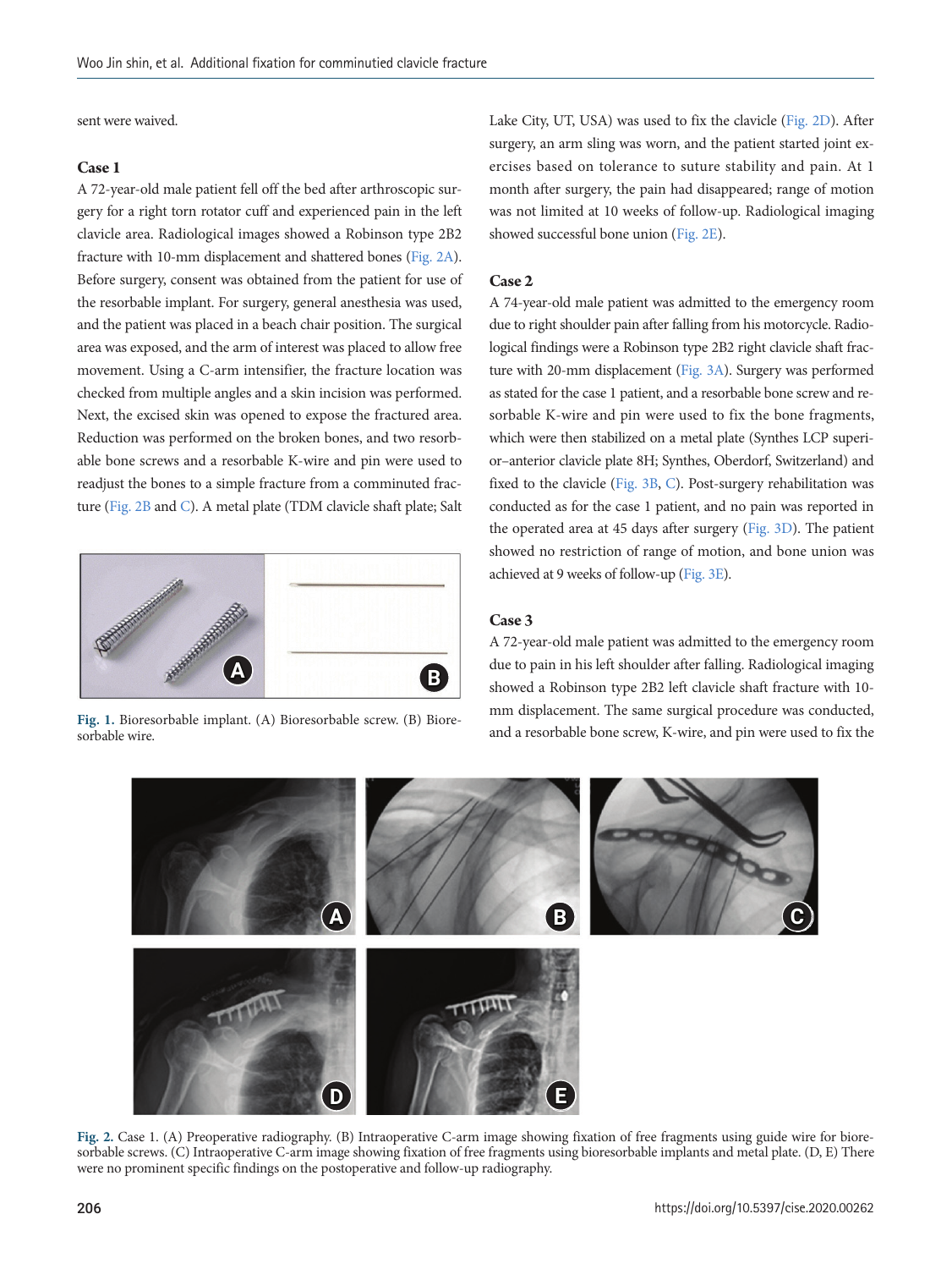sent were waived.

### Case 1

A 72-year-old male patient fell off the bed after arthroscopic surgery for a right torn rotator cuff and experienced pain in the left clavicle area. Radiological images showed a Robinson type 2B2 fracture with 10-mm displacement and shattered bones (Fig. 2A). Before surgery, consent was obtained from the patient for use of the resorbable implant. For surgery, general anesthesia was used, and the patient was placed in a beach chair position. The surgical area was exposed, and the arm of interest was placed to allow free movement. Using a C-arm intensifier, the fracture location was checked from multiple angles and a skin incision was performed. Next, the excised skin was opened to expose the fractured area. Reduction was performed on the broken bones, and two resorbable bone screws and a resorbable K-wire and pin were used to readjust the bones to a simple fracture from a comminuted fracture (Fig. 2B and C). A metal plate (TDM clavicle shaft plate; Salt Lake City, UT, USA) was used to fix the clavicle (Fig. 2D). After surgery, an arm sling was worn, and the patient started joint exercises based on tolerance to suture stability and pain. At 1 month after surgery, the pain had disappeared; range of motion was not limited at 10 weeks of follow-up. Radiological imaging showed successful bone union (Fig. 2E).

**Fig. 1.** Bioresorbable implant. (A) Bioresorbable screw. (B) Bioresorbable wire.

### Case 2

A 74-year-old male patient was admitted to the emergency room due to right shoulder pain after falling from his motorcycle. Radiological findings were a Robinson type 2B2 right clavicle shaft fracture with 20-mm displacement (Fig. 3A). Surgery was performed as stated for the case 1 patient, and a resorbable bone screw and resorbable K-wire and pin were used to fix the bone fragments, which were then stabilized on a metal plate (Synthes LCP superior–anterior clavicle plate 8H; Synthes, Oberdorf, Switzerland) and fixed to the clavicle (Fig. 3B, C). Post-surgery rehabilitation was conducted as for the case 1 patient, and no pain was reported in the operated area at 45 days after surgery (Fig. 3D). The patient showed no restriction of range of motion, and bone union was achieved at 9 weeks of follow-up (Fig. 3E).

### Case 3

A 72-year-old male patient was admitted to the emergency room due to pain in his left shoulder after falling. Radiological imaging showed a Robinson type 2B2 left clavicle shaft fracture with 10-mm displacement. The same surgical procedure was conducted, and a resorbable bone screw, K-wire, and pin were used to fix the

**Fig. 2.** Case 1. (A) Preoperative radiography. (B) Intraoperative C-arm image showing fixation of free fragments using guide wire for bioresorbable screws. (C) Intraoperative C-arm image showing fixation of free fragments using bioresorbable implants and metal plate. (D, E) There were no prominent specific findings on the postoperative and follow-up radiography.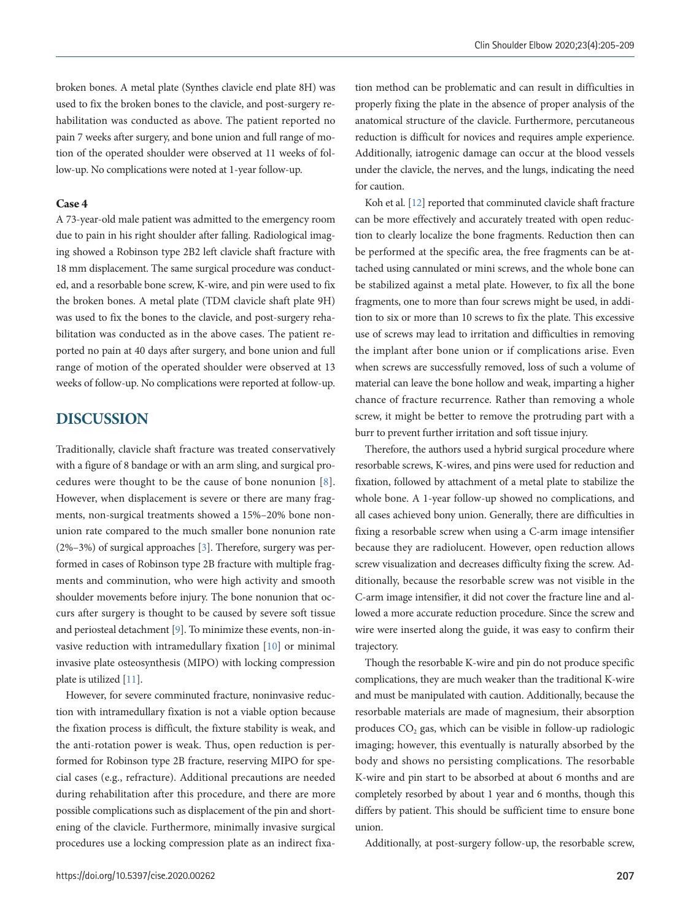broken bones. A metal plate (Synthes clavicle end plate 8H) was used to fix the broken bones to the clavicle, and post-surgery rehabilitation was conducted as above. The patient reported no pain 7 weeks after surgery, and bone union and full range of motion of the operated shoulder were observed at 11 weeks of follow-up. No complications were noted at 1-year follow-up.

### Case 4

A 73-year-old male patient was admitted to the emergency room due to pain in his right shoulder after falling. Radiological imaging showed a Robinson type 2B2 left clavicle shaft fracture with 18 mm displacement. The same surgical procedure was conducted, and a resorbable bone screw, K-wire, and pin were used to fix the broken bones. A metal plate (TDM clavicle shaft plate 9H) was used to fix the bones to the clavicle, and post-surgery rehabilitation was conducted as in the above cases. The patient reported no pain at 40 days after surgery, and bone union and full range of motion of the operated shoulder were observed at 13 weeks of follow-up. No complications were reported at follow-up.

## DISCUSSION

Traditionally, clavicle shaft fracture was treated conservatively with a figure of 8 bandage or with an arm sling, and surgical procedures were thought to be the cause of bone nonunion [8]. However, when displacement is severe or there are many fragments, non-surgical treatments showed a 15%–20% bone nonunion rate compared to the much smaller bone nonunion rate (2%–3%) of surgical approaches [3]. Therefore, surgery was performed in cases of Robinson type 2B fracture with multiple fragments and comminution, who were high activity and smooth shoulder movements before injury. The bone nonunion that occurs after surgery is thought to be caused by severe soft tissue and periosteal detachment [9]. To minimize these events, non-invasive reduction with intramedullary fixation [10] or minimal invasive plate osteosynthesis (MIPO) with locking compression plate is utilized [11].

However, for severe comminuted fracture, noninvasive reduction with intramedullary fixation is not a viable option because the fixation process is difficult, the fixture stability is weak, and the anti-rotation power is weak. Thus, open reduction is performed for Robinson type 2B fracture, reserving MIPO for special cases (e.g., refracture). Additional precautions are needed during rehabilitation after this procedure, and there are more possible complications such as displacement of the pin and shortening of the clavicle. Furthermore, minimally invasive surgical procedures use a locking compression plate as an indirect fixation method can be problematic and can result in difficulties in properly fixing the plate in the absence of proper analysis of the anatomical structure of the clavicle. Furthermore, percutaneous reduction is difficult for novices and requires ample experience. Additionally, iatrogenic damage can occur at the blood vessels under the clavicle, the nerves, and the lungs, indicating the need for caution.

Koh et al. [12] reported that comminuted clavicle shaft fracture can be more effectively and accurately treated with open reduction to clearly localize the bone fragments. Reduction then can be performed at the specific area, the free fragments can be attached using cannulated or mini screws, and the whole bone can be stabilized against a metal plate. However, to fix all the bone fragments, one to more than four screws might be used, in addition to six or more than 10 screws to fix the plate. This excessive use of screws may lead to irritation and difficulties in removing the implant after bone union or if complications arise. Even when screws are successfully removed, loss of such a volume of material can leave the bone hollow and weak, imparting a higher chance of fracture recurrence. Rather than removing a whole screw, it might be better to remove the protruding part with a burr to prevent further irritation and soft tissue injury.

Therefore, the authors used a hybrid surgical procedure where resorbable screws, K-wires, and pins were used for reduction and fixation, followed by attachment of a metal plate to stabilize the whole bone. A 1-year follow-up showed no complications, and all cases achieved bony union. Generally, there are difficulties in fixing a resorbable screw when using a C-arm image intensifier because they are radiolucent. However, open reduction allows screw visualization and decreases difficulty fixing the screw. Additionally, because the resorbable screw was not visible in the C-arm image intensifier, it did not cover the fracture line and allowed a more accurate reduction procedure. Since the screw and wire were inserted along the guide, it was easy to confirm their trajectory.

Though the resorbable K-wire and pin do not produce specific complications, they are much weaker than the traditional K-wire and must be manipulated with caution. Additionally, because the resorbable materials are made of magnesium, their absorption produces $CO_2$ gas, which can be visible in follow-up radiologic imaging; however, this eventually is naturally absorbed by the body and shows no persisting complications. The resorbable K-wire and pin start to be absorbed at about 6 months and are completely resorbed by about 1 year and 6 months, though this differs by patient. This should be sufficient time to ensure bone union.

Additionally, at post-surgery follow-up, the resorbable screw,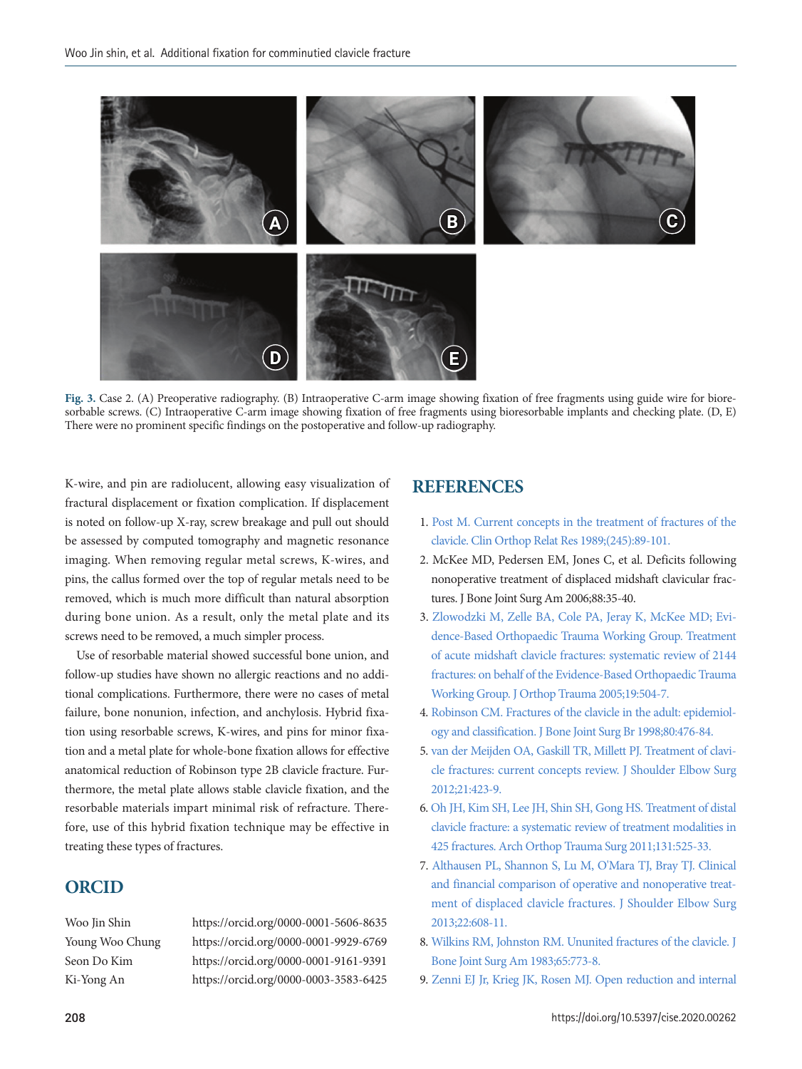Fig. 3. Case 2. (A) Preoperative radiography. (B) Intraoperative C-arm image showing fixation of free fragments using guide wire for bioresorbable screws. (C) Intraoperative C-arm image showing fixation of free fragments using bioresorbable implants and checking plate. (D, E) There were no prominent specific findings on the postoperative and follow-up radiography.

K-wire, and pin are radiolucent, allowing easy visualization of fractural displacement or fixation complication. If displacement is noted on follow-up X-ray, screw breakage and pull out should be assessed by computed tomography and magnetic resonance imaging. When removing regular metal screws, K-wires, and pins, the callus formed over the top of regular metals need to be removed, which is much more difficult than natural absorption during bone union. As a result, only the metal plate and its screws need to be removed, a much simpler process.

Use of resorbable material showed successful bone union, and follow-up studies have shown no allergic reactions and no additional complications. Furthermore, there were no cases of metal failure, bone nonunion, infection, and anchylosis. Hybrid fixation using resorbable screws, K-wires, and pins for minor fixation and a metal plate for whole-bone fixation allows for effective anatomical reduction of Robinson type 2B clavicle fracture. Furthermore, the metal plate allows stable clavicle fixation, and the resorbable materials impart minimal risk of refracture. Therefore, use of this hybrid fixation technique may be effective in treating these types of fractures.

## ORCID

Woo Jin Shin https://orcid.org/0000-0001-5606-8635
Young Woo Chung https://orcid.org/0000-0001-9929-6769
Seon Do Kim https://orcid.org/0000-0001-9161-9391
Ki-Yong An https://orcid.org/0000-0003-3583-6425

## REFERENCES

1. Post M. Current concepts in the treatment of fractures of the clavicle. Clin Orthop Relat Res 1989;(245):89-101.
2. McKee MD, Pedersen EM, Jones C, et al. Deficits following nonoperative treatment of displaced midshaft clavicular fractures. J Bone Joint Surg Am 2006;88:35-40.
3. Zlowodzki M, Zelle BA, Cole PA, Jeray K, McKee MD; Evidence-Based Orthopaedic Trauma Working Group. Treatment of acute midshaft clavicle fractures: systematic review of 2144 fractures: on behalf of the Evidence-Based Orthopaedic Trauma Working Group. J Orthop Trauma 2005;19:504-7.
4. Robinson CM. Fractures of the clavicle in the adult: epidemiology and classification. J Bone Joint Surg Br 1998;80:476-84.
5. van der Meijden OA, Gaskill TR, Millett PJ. Treatment of clavicle fractures: current concepts review. J Shoulder Elbow Surg 2012;21:423-9.
6. Oh JH, Kim SH, Lee JH, Shin SH, Gong HS. Treatment of distal clavicle fracture: a systematic review of treatment modalities in 425 fractures. Arch Orthop Trauma Surg 2011;131:525-33.
7. Althausen PL, Shannon S, Lu M, O'Mara TJ, Bray TJ. Clinical and financial comparison of operative and nonoperative treatment of displaced clavicle fractures. J Shoulder Elbow Surg 2013;22:608-11.
8. Wilkins RM, Johnston RM. Ununited fractures of the clavicle. J Bone Joint Surg Am 1983;65:773-8.
9. Zenni EJ Jr, Krieg JK, Rosen MJ. Open reduction and internal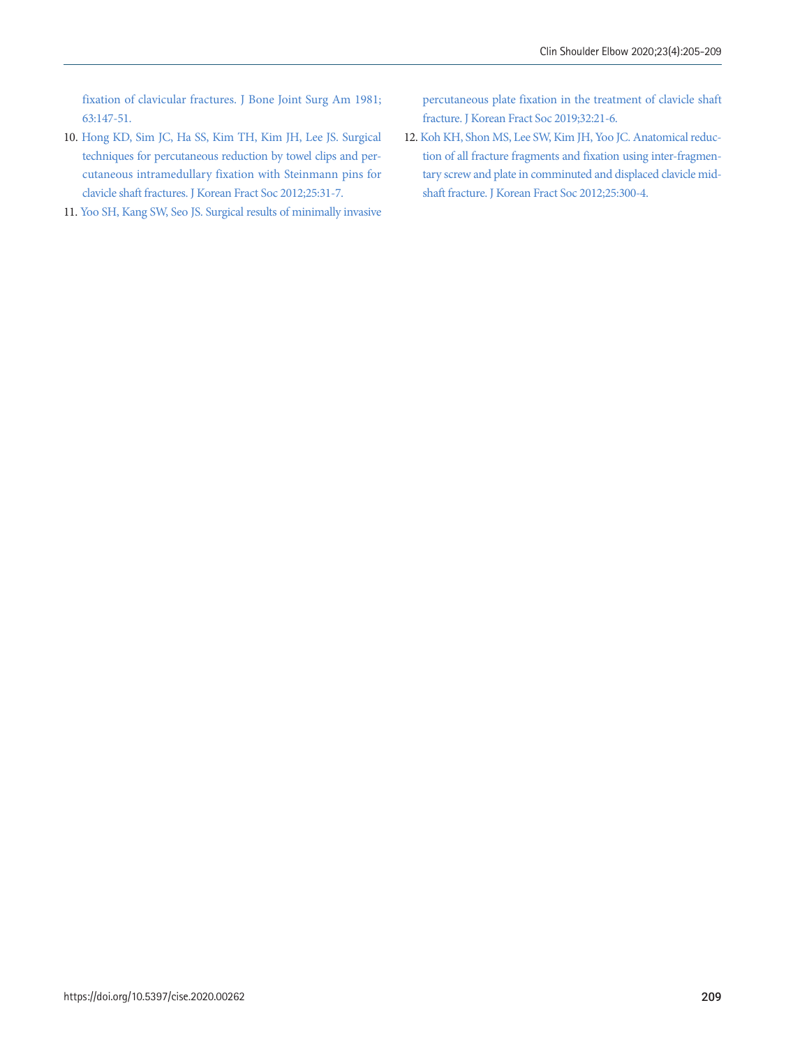fixation of clavicular fractures. J Bone Joint Surg Am 1981; 63:147-51.

10. Hong KD, Sim JC, Ha SS, Kim TH, Kim JH, Lee JS. Surgical techniques for percutaneous reduction by towel clips and percutaneous intramedullary fixation with Steinmann pins for clavicle shaft fractures. J Korean Fract Soc 2012;25:31-7.
11. Yoo SH, Kang SW, Seo JS. Surgical results of minimally invasive percutaneous plate fixation in the treatment of clavicle shaft fracture. J Korean Fract Soc 2019;32:21-6.
12. Koh KH, Shon MS, Lee SW, Kim JH, Yoo JC. Anatomical reduction of all fracture fragments and fixation using inter-fragmentary screw and plate in comminuted and displaced clavicle midshaft fracture. J Korean Fract Soc 2012;25:300-4.